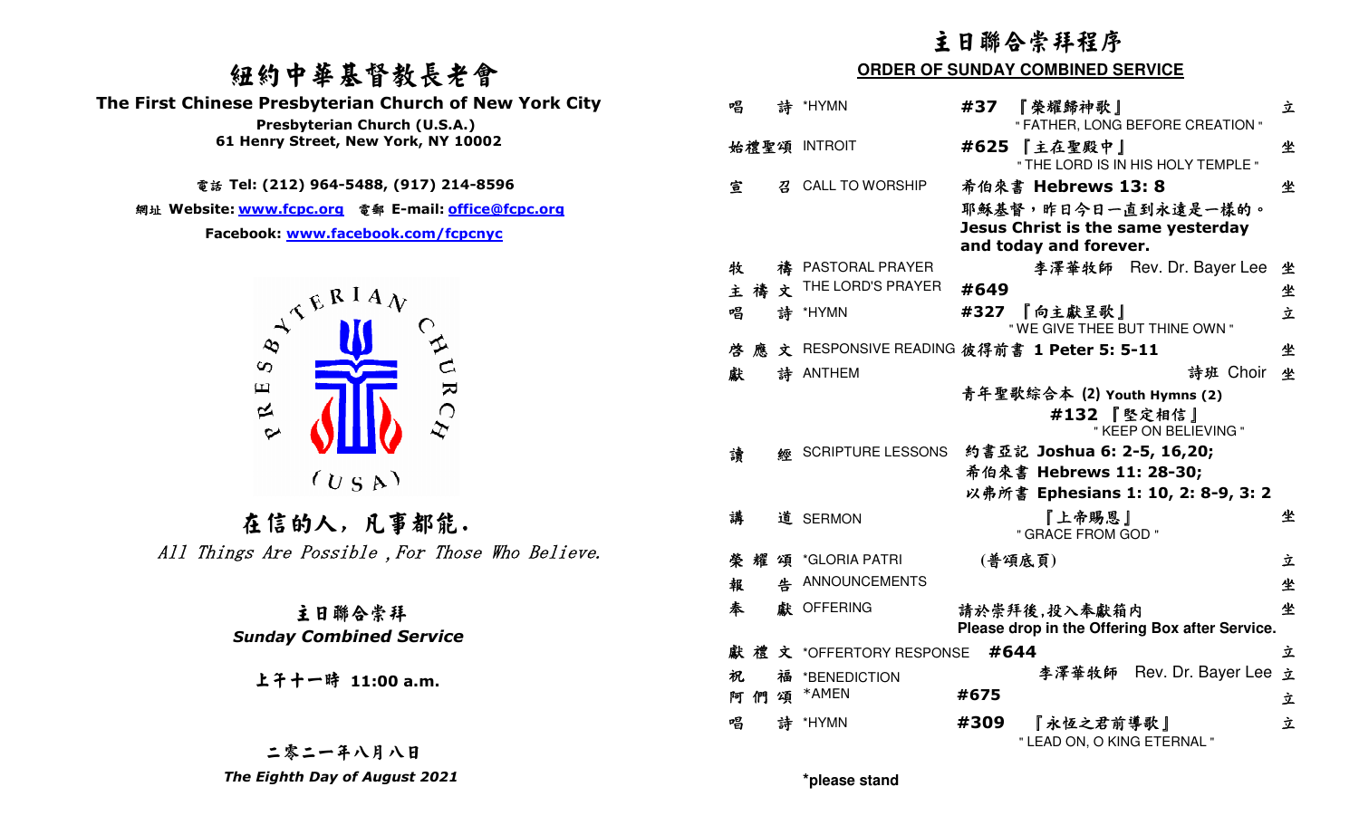# 紐約中華基督教長老會

**The First Chinese Presbyterian Church of New York City**

**Presbyterian Church (U.S.A.)**

**61 Henry Street, New York, NY 10002**

電話 **Tel: (212) 964-5488, (917) 214-8596**

網址 **Website: www.fcpc.org** 電郵 **E-mail: office@fcpc.org**

**Facebook: www.facebook.com/fcpcnyc**

PRESBYTERIAN CHURCH (USA)

## 在信的人，凡事都能.

*All Things Are Possible , For Those Who Believe.*

### 主日聯合崇拜
***Sunday Combined Service***

**上午十一時 11:00 a.m.**

**二零二一年八月八日**

***The Eighth Day of August 2021***

# 主日聯合崇拜程序
## ORDER OF SUNDAY COMBINED SERVICE

| | | | |
|---|---|---|---|
| 唱 詩 | *HYMN | **#37** 『榮耀歸神歌』 " FATHER, LONG BEFORE CREATION " | 立 |
| 始禮聖頌 | INTROIT | **#625** 『主在聖殿中』 " THE LORD IS IN HIS HOLY TEMPLE " | 坐 |
| 宣 召 | CALL TO WORSHIP | 希伯來書 **Hebrews 13: 8** 耶穌基督，昨日今日一直到永遠是一樣的。 **Jesus Christ is the same yesterday and today and forever.** | 坐 |
| 牧 禱 | PASTORAL PRAYER | 李澤華牧師 Rev. Dr. Bayer Lee | 坐 |
| 主 禱 文 | THE LORD'S PRAYER | **#649** | 坐 |
| 唱 詩 | *HYMN | **#327** 『向主獻呈歌』 " WE GIVE THEE BUT THINE OWN " | 立 |
| 啓 應 文 | RESPONSIVE READING | 彼得前書 **1 Peter 5: 5-11** | 坐 |
| 獻 詩 | ANTHEM | 詩班 Choir 青年聖歌綜合本 **(2) Youth Hymns (2)** **#132** 『堅定相信』 " KEEP ON BELIEVING " | 坐 |
| 讀 經 | SCRIPTURE LESSONS | 約書亞記 **Joshua 6: 2-5, 16,20;** 希伯來書 **Hebrews 11: 28-30;** 以弗所書 **Ephesians 1: 10, 2: 8-9, 3: 2** | |
| 講 道 | SERMON | 『上帝賜恩』 " GRACE FROM GOD " | 坐 |
| 榮 耀 頌 | *GLORIA PATRI | (善頌底頁) | 立 |
| 報 告 | ANNOUNCEMENTS | | 坐 |
| 奉 獻 | OFFERING | 請於崇拜後,投入奉獻箱内 **Please drop in the Offering Box after Service.** | 坐 |
| 獻 禮 文 | *OFFERTORY RESPONSE | **#644** | 立 |
| 祝 福 | *BENEDICTION | 李澤華牧師 Rev. Dr. Bayer Lee | 立 |
| 阿 們 頌 | *AMEN | **#675** | 立 |
| 唱 詩 | *HYMN | **#309** 『永恆之君前導歌』 " LEAD ON, O KING ETERNAL " | 立 |

***please stand**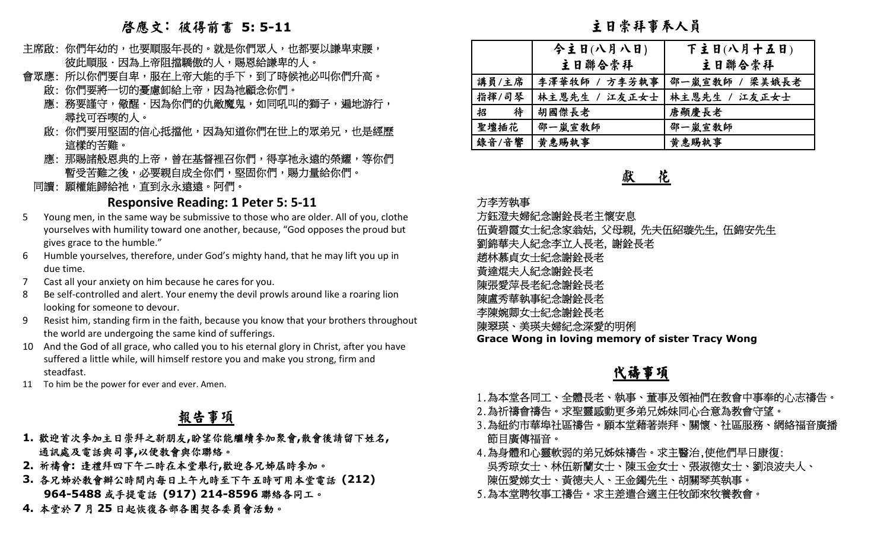## 啓應文：彼得前書 5: 5-11

主席啟：你們年幼的，也要順服年長的。就是你們眾人，也都要以謙卑束腰，彼此順服．因為上帝阻擋驕傲的人，賜恩給謙卑的人。

會眾應：所以你們要自卑，服在上帝大能的手下，到了時候祂必叫你們升高。

啟：你們要將一切的憂慮卸給上帝，因為祂顧念你們。

應：務要謹守，儆醒．因為你們的仇敵魔鬼，如同吼叫的獅子，遍地游行，尋找可吞喫的人。

啟：你們要用堅固的信心抵擋他，因為知道你們在世上的眾弟兄，也是經歷這樣的苦難。

應：那賜諸般恩典的上帝，曾在基督裡召你們，得享祂永遠的榮耀，等你們暫受苦難之後，必要親自成全你們，堅固你們，賜力量給你們。

同讀：願權能歸給祂，直到永永遠遠。阿們。

### Responsive Reading: 1 Peter 5: 5-11

5 Young men, in the same way be submissive to those who are older. All of you, clothe yourselves with humility toward one another, because, "God opposes the proud but gives grace to the humble."

6 Humble yourselves, therefore, under God's mighty hand, that he may lift you up in due time.

7 Cast all your anxiety on him because he cares for you.

8 Be self-controlled and alert. Your enemy the devil prowls around like a roaring lion looking for someone to devour.

9 Resist him, standing firm in the faith, because you know that your brothers throughout the world are undergoing the same kind of sufferings.

10 And the God of all grace, who called you to his eternal glory in Christ, after you have suffered a little while, will himself restore you and make you strong, firm and steadfast.

11 To him be the power for ever and ever. Amen.

## 報告事項

1. 歡迎首次參加主日崇拜之新朋友,盼望你能繼續參加聚會,散會後請留下姓名,通訊處及電話與司事,以便教會與你聯絡。
2. 祈禱會: 逢禮拜四下午二時在本堂舉行,歡迎各兄姊屆時參加。
3. 各兄姊於教會辦公時間內每日上午九時至下午五時可用本堂電話 (212) 964-5488 或手提電話 (917) 214-8596 聯絡各同工。
4. 本堂於 7 月 25 日起恢復各部各團契各委員會活動。

## 主日崇拜事奉人員

| | 今主日(八月八日) 主日聯合崇拜 | 下主日(八月十五日) 主日聯合崇拜 |
|---|---|---|
| 講員/主席 | 李澤華牧師 / 方李芳執事 | 邵一嵐宣教師 / 梁美娥長老 |
| 指揮/司琴 | 林主恩先生 / 江友正女士 | 林主恩先生 / 江友正女士 |
| 招　　待 | 胡國傑長老 | 唐顯慶長老 |
| 聖壇插花 | 邵一嵐宣教師 | 邵一嵐宣教師 |
| 錄音/音響 | 黃惠賜執事 | 黃惠賜執事 |

## 獻　花

方李芳執事
方鈺澄夫婦紀念謝銓長老主懷安息
伍黃碧霞女士紀念家翁姑, 父母親, 先夫伍紹璇先生, 伍錦安先生
劉錦華夫人紀念李立人長老, 謝銓長老
趙林慕貞女士紀念謝銓長老
黃達焜夫人紀念謝銓長老
陳張愛萍長老紀念謝銓長老
陳盧秀華執事紀念謝銓長老
李陳婉卿女士紀念謝銓長老
陳翠瑛、美瑛夫婦紀念深愛的明俐
**Grace Wong in loving memory of sister Tracy Wong**

## 代禱事項

1. 為本堂各同工、全體長老、執事、董事及領袖們在教會中事奉的心志禱告。
2. 為祈禱會禱告。求聖靈感動更多弟兄姊妹同心合意為教會守望。
3. 為紐約市華埠社區禱告。願本堂藉著崇拜、關懷、社區服務、網絡福音廣播節目廣傳福音。
4. 為身體和心靈軟弱的弟兄姊妹禱告。求主醫治,使他們早日康復:
   吳秀琼女士、林伍新蘭女士、陳玉金女士、張淑德女士、劉浪波夫人、陳伍愛娣女士、黃德夫人、王金鐲先生、胡關琴英執事。
5. 為本堂聘牧事工禱告。求主差遣合適主任牧師來牧養教會。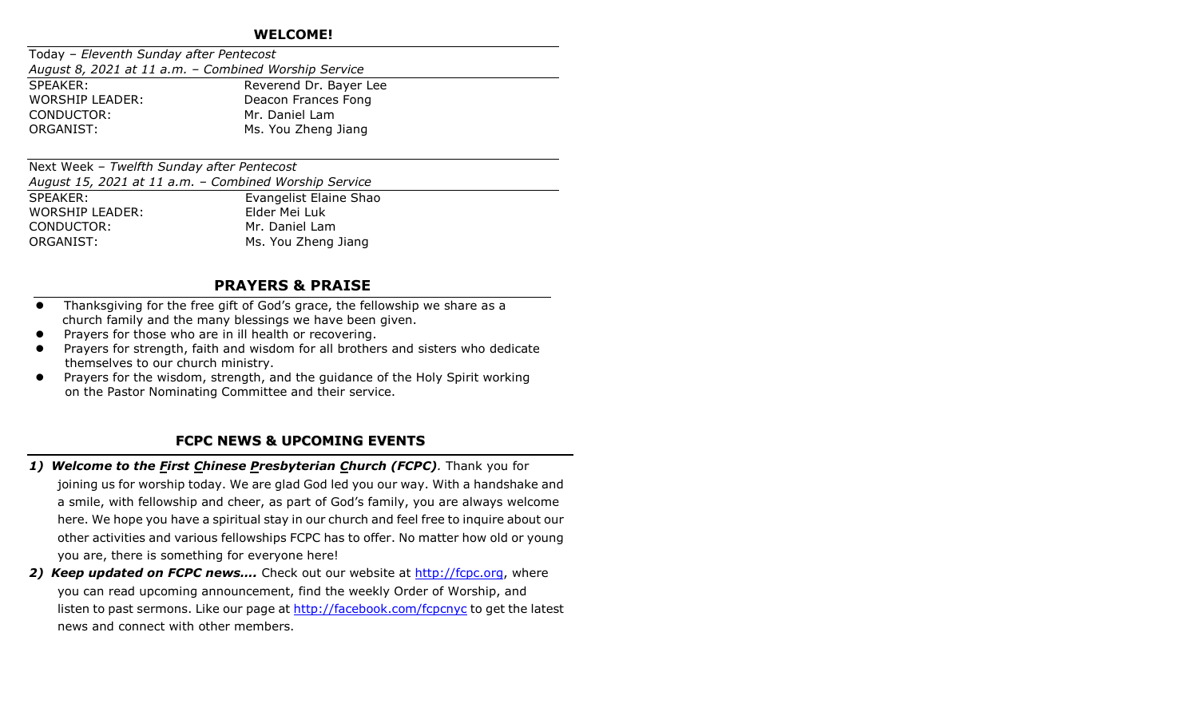## WELCOME!

Today – *Eleventh Sunday after Pentecost*
*August 8, 2021 at 11 a.m. – Combined Worship Service*

| | |
|---|---|
| SPEAKER: | Reverend Dr. Bayer Lee |
| WORSHIP LEADER: | Deacon Frances Fong |
| CONDUCTOR: | Mr. Daniel Lam |
| ORGANIST: | Ms. You Zheng Jiang |

Next Week – *Twelfth Sunday after Pentecost*
*August 15, 2021 at 11 a.m. – Combined Worship Service*

| | |
|---|---|
| SPEAKER: | Evangelist Elaine Shao |
| WORSHIP LEADER: | Elder Mei Luk |
| CONDUCTOR: | Mr. Daniel Lam |
| ORGANIST: | Ms. You Zheng Jiang |

## PRAYERS & PRAISE

- Thanksgiving for the free gift of God's grace, the fellowship we share as a church family and the many blessings we have been given.
- Prayers for those who are in ill health or recovering.
- Prayers for strength, faith and wisdom for all brothers and sisters who dedicate themselves to our church ministry.
- Prayers for the wisdom, strength, and the guidance of the Holy Spirit working on the Pastor Nominating Committee and their service.

## FCPC NEWS & UPCOMING EVENTS

1) ***Welcome to the First Chinese Presbyterian Church (FCPC)**.* Thank you for joining us for worship today. We are glad God led you our way. With a handshake and a smile, with fellowship and cheer, as part of God's family, you are always welcome here. We hope you have a spiritual stay in our church and feel free to inquire about our other activities and various fellowships FCPC has to offer. No matter how old or young you are, there is something for everyone here!

2) ***Keep updated on FCPC news….*** Check out our website at http://fcpc.org, where you can read upcoming announcement, find the weekly Order of Worship, and listen to past sermons. Like our page at http://facebook.com/fcpcnyc to get the latest news and connect with other members.